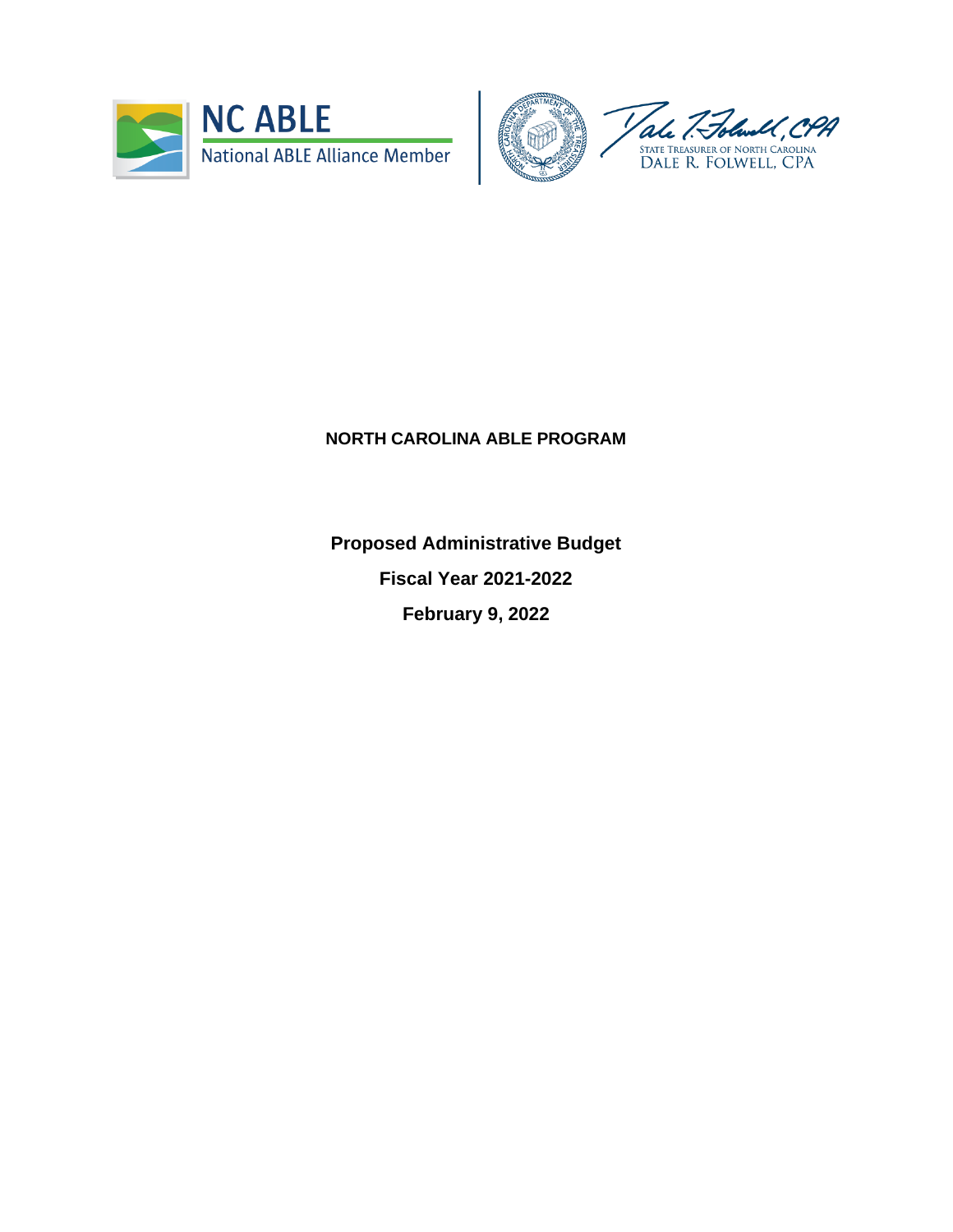NC ABLE

National ABLE Alliance Member

STATE TREASURER OF NORTH CAROLINA
DALE R. FOLWELL, CPA

# NORTH CAROLINA ABLE PROGRAM

**Proposed Administrative Budget**

**Fiscal Year 2021-2022**

**February 9, 2022**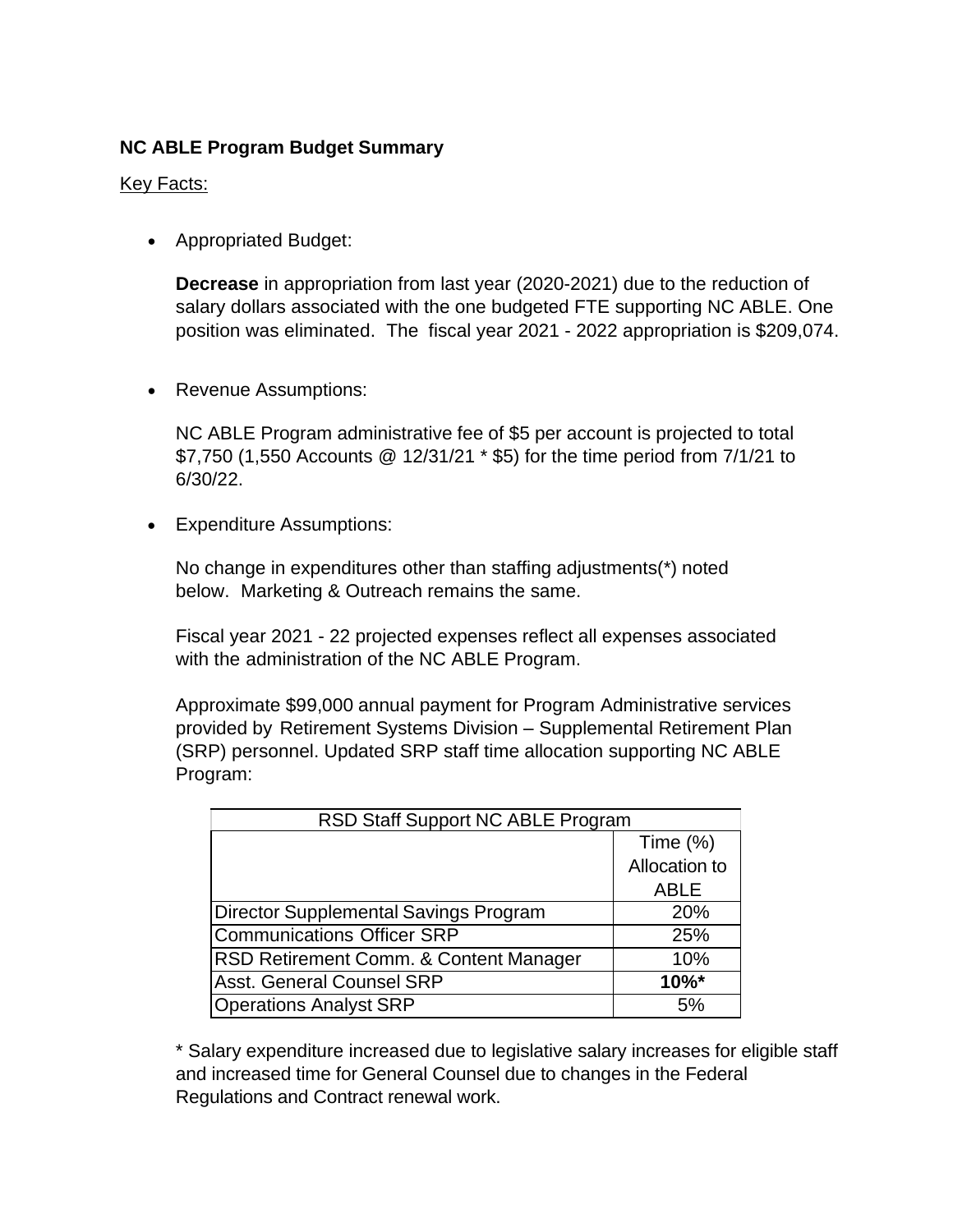**NC ABLE Program Budget Summary**

Key Facts:

- Appropriated Budget:

  **Decrease** in appropriation from last year (2020-2021) due to the reduction of salary dollars associated with the one budgeted FTE supporting NC ABLE. One position was eliminated. The fiscal year 2021 - 2022 appropriation is $209,074.

- Revenue Assumptions:

  NC ABLE Program administrative fee of $5 per account is projected to total $7,750 (1,550 Accounts @ 12/31/21 * $5) for the time period from 7/1/21 to 6/30/22.

- Expenditure Assumptions:

  No change in expenditures other than staffing adjustments(*) noted below. Marketing & Outreach remains the same.

  Fiscal year 2021 - 22 projected expenses reflect all expenses associated with the administration of the NC ABLE Program.

  Approximate $99,000 annual payment for Program Administrative services provided by Retirement Systems Division – Supplemental Retirement Plan (SRP) personnel. Updated SRP staff time allocation supporting NC ABLE Program:

| RSD Staff Support NC ABLE Program | |
|---|---|
| | Time (%) Allocation to ABLE |
| Director Supplemental Savings Program | 20% |
| Communications Officer SRP | 25% |
| RSD Retirement Comm. & Content Manager | 10% |
| Asst. General Counsel SRP | **10%*** |
| Operations Analyst SRP | 5% |

  * Salary expenditure increased due to legislative salary increases for eligible staff and increased time for General Counsel due to changes in the Federal Regulations and Contract renewal work.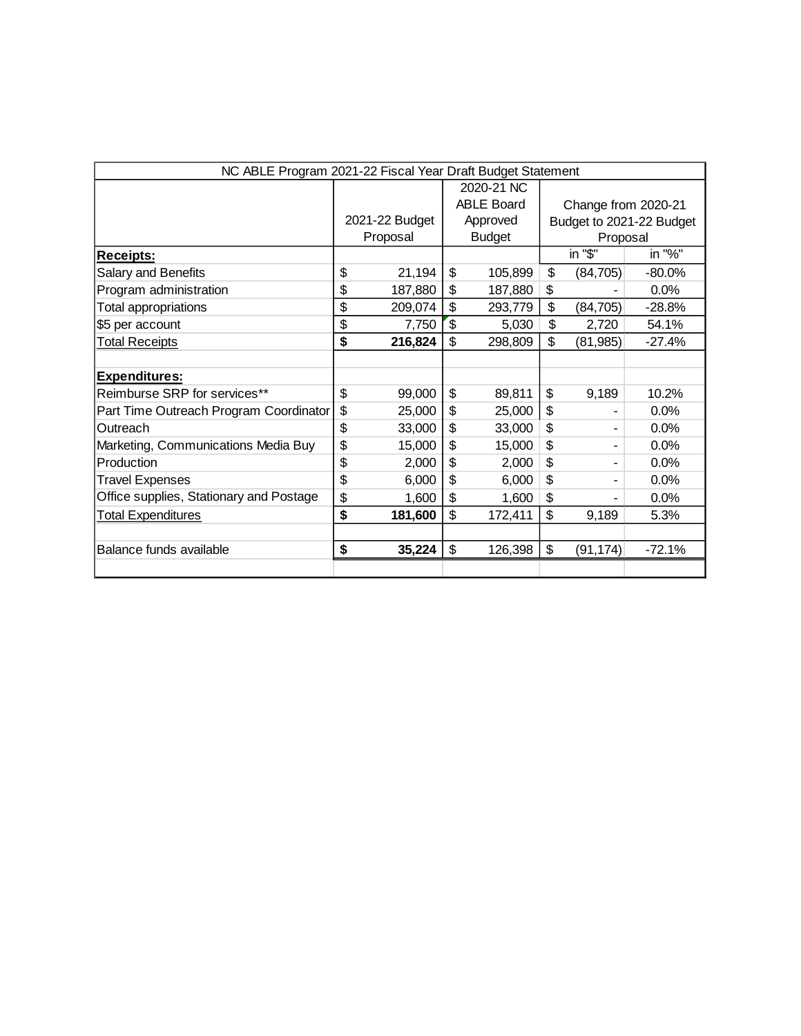| NC ABLE Program 2021-22 Fiscal Year Draft Budget Statement | | | | |
|---|---|---|---|---|
| | 2021-22 Budget Proposal | 2020-21 NC ABLE Board Approved Budget | Change from 2020-21 Budget to 2021-22 Budget Proposal | |
| **Receipts:** | | | in "$" | in "%" |
| Salary and Benefits | $ 21,194 | $ 105,899 | $ (84,705) | -80.0% |
| Program administration | $ 187,880 | $ 187,880 | $ - | 0.0% |
| Total appropriations | $ 209,074 | $ 293,779 | $ (84,705) | -28.8% |
| $5 per account | $ 7,750 | $ 5,030 | $ 2,720 | 54.1% |
| Total Receipts | **$ 216,824** | $ 298,809 | $ (81,985) | -27.4% |
| | | | | |
| **Expenditures:** | | | | |
| Reimburse SRP for services** | $ 99,000 | $ 89,811 | $ 9,189 | 10.2% |
| Part Time Outreach Program Coordinator | $ 25,000 | $ 25,000 | $ - | 0.0% |
| Outreach | $ 33,000 | $ 33,000 | $ - | 0.0% |
| Marketing, Communications Media Buy | $ 15,000 | $ 15,000 | $ - | 0.0% |
| Production | $ 2,000 | $ 2,000 | $ - | 0.0% |
| Travel Expenses | $ 6,000 | $ 6,000 | $ - | 0.0% |
| Office supplies, Stationary and Postage | $ 1,600 | $ 1,600 | $ - | 0.0% |
| Total Expenditures | **$ 181,600** | $ 172,411 | $ 9,189 | 5.3% |
| | | | | |
| Balance funds available | **$ 35,224** | $ 126,398 | $ (91,174) | -72.1% |